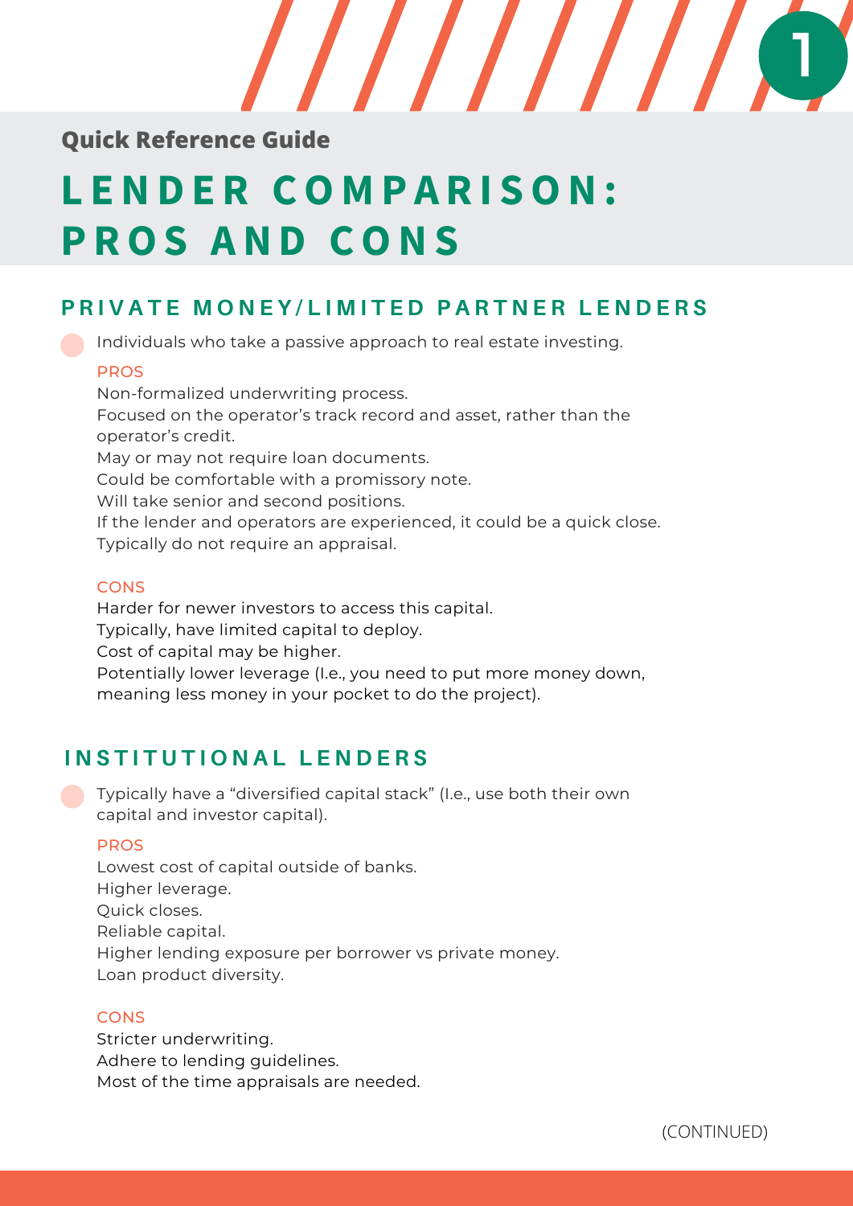Quick Reference Guide

# LENDER COMPARISON: PROS AND CONS

## PRIVATE MONEY/LIMITED PARTNER LENDERS

- Individuals who take a passive approach to real estate investing.

**PROS**

Non-formalized underwriting process.
Focused on the operator's track record and asset, rather than the operator's credit.
May or may not require loan documents.
Could be comfortable with a promissory note.
Will take senior and second positions.
If the lender and operators are experienced, it could be a quick close.
Typically do not require an appraisal.

**CONS**

Harder for newer investors to access this capital.
Typically, have limited capital to deploy.
Cost of capital may be higher.
Potentially lower leverage (I.e., you need to put more money down, meaning less money in your pocket to do the project).

## INSTITUTIONAL LENDERS

- Typically have a "diversified capital stack" (I.e., use both their own capital and investor capital).

**PROS**

Lowest cost of capital outside of banks.
Higher leverage.
Quick closes.
Reliable capital.
Higher lending exposure per borrower vs private money.
Loan product diversity.

**CONS**

Stricter underwriting.
Adhere to lending guidelines.
Most of the time appraisals are needed.

(CONTINUED)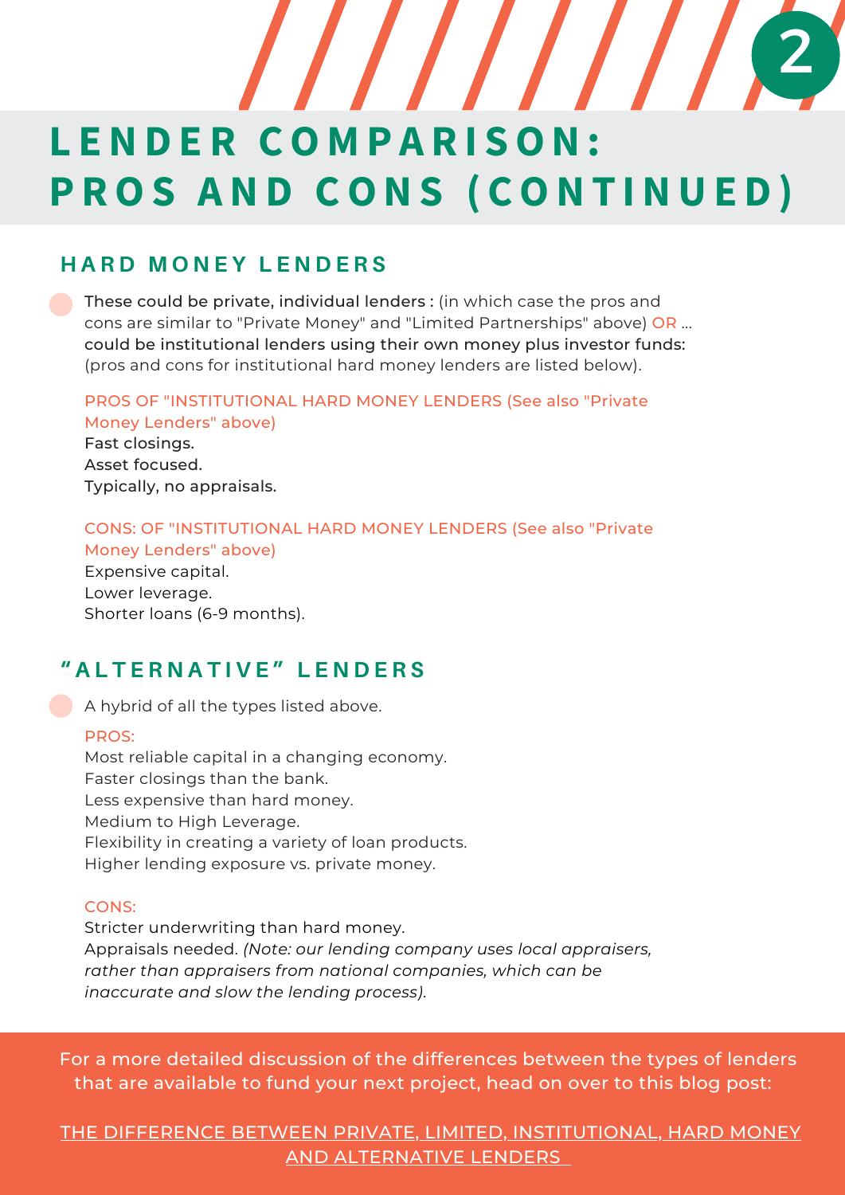# LENDER COMPARISON: PROS AND CONS (CONTINUED)

## HARD MONEY LENDERS

- **These could be private, individual lenders :** (in which case the pros and cons are similar to "Private Money" and "Limited Partnerships" above) OR ... **could be institutional lenders using their own money plus investor funds:** (pros and cons for institutional hard money lenders are listed below).

PROS OF "INSTITUTIONAL HARD MONEY LENDERS (See also "Private Money Lenders" above)

**Fast closings.**
**Asset focused.**
**Typically, no appraisals.**

CONS: OF "INSTITUTIONAL HARD MONEY LENDERS (See also "Private Money Lenders" above)

Expensive capital.
Lower leverage.
Shorter loans (6-9 months).

## "ALTERNATIVE" LENDERS

- A hybrid of all the types listed above.

PROS:

Most reliable capital in a changing economy.
Faster closings than the bank.
Less expensive than hard money.
Medium to High Leverage.
Flexibility in creating a variety of loan products.
Higher lending exposure vs. private money.

CONS:

Stricter underwriting than hard money.
Appraisals needed. *(Note: our lending company uses local appraisers, rather than appraisers from national companies, which can be inaccurate and slow the lending process).*

For a more detailed discussion of the differences between the types of lenders that are available to fund your next project, head on over to this blog post:

THE DIFFERENCE BETWEEN PRIVATE, LIMITED, INSTITUTIONAL, HARD MONEY AND ALTERNATIVE LENDERS